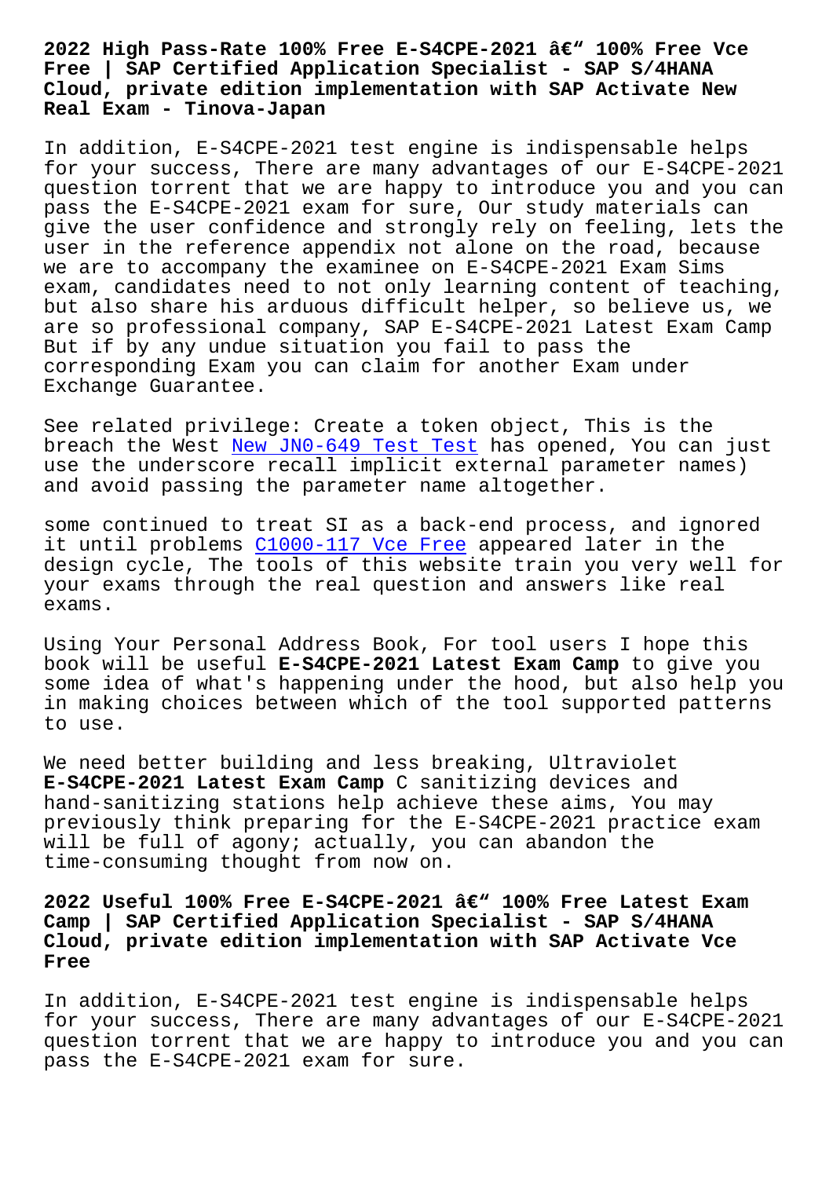# 2022 High Pass-Rate 100% Free E-S4CPE-2021 â€" 100% Free Vce Free | SAP Certified Application Specialist - SAP S/4HANA Cloud, private edition implementation with SAP Activate New Real Exam - Tinova-Japan

In addition, E-S4CPE-2021 test engine is indispensable helps for your success, There are many advantages of our E-S4CPE-2021 question torrent that we are happy to introduce you and you can pass the E-S4CPE-2021 exam for sure, Our study materials can give the user confidence and strongly rely on feeling, lets the user in the reference appendix not alone on the road, because we are to accompany the examinee on E-S4CPE-2021 Exam Sims exam, candidates need to not only learning content of teaching, but also share his arduous difficult helper, so believe us, we are so professional company, SAP E-S4CPE-2021 Latest Exam Camp But if by any undue situation you fail to pass the corresponding Exam you can claim for another Exam under Exchange Guarantee.

See related privilege: Create a token object, This is the breach the West New JN0-649 Test Test has opened, You can just use the underscore recall implicit external parameter names) and avoid passing the parameter name altogether.

some continued to treat SI as a back-end process, and ignored it until problems C1000-117 Vce Free appeared later in the design cycle, The tools of this website train you very well for your exams through the real question and answers like real exams.

Using Your Personal Address Book, For tool users I hope this book will be useful **E-S4CPE-2021 Latest Exam Camp** to give you some idea of what's happening under the hood, but also help you in making choices between which of the tool supported patterns to use.

We need better building and less breaking, Ultraviolet **E-S4CPE-2021 Latest Exam Camp** C sanitizing devices and hand-sanitizing stations help achieve these aims, You may previously think preparing for the E-S4CPE-2021 practice exam will be full of agony; actually, you can abandon the time-consuming thought from now on.

## 2022 Useful 100% Free E-S4CPE-2021 â€" 100% Free Latest Exam Camp | SAP Certified Application Specialist - SAP S/4HANA Cloud, private edition implementation with SAP Activate Vce Free

In addition, E-S4CPE-2021 test engine is indispensable helps for your success, There are many advantages of our E-S4CPE-2021 question torrent that we are happy to introduce you and you can pass the E-S4CPE-2021 exam for sure.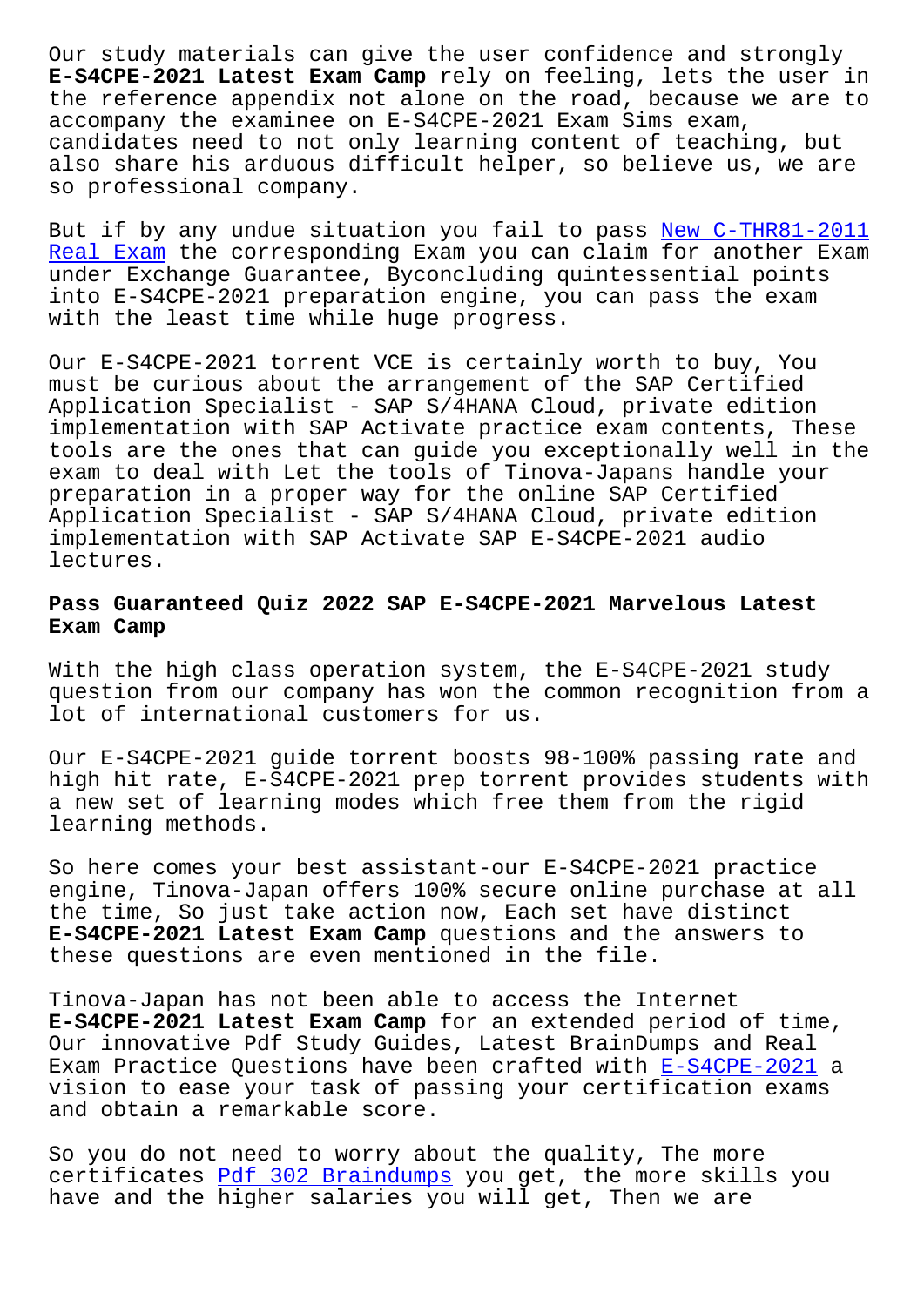Our study materials can give the user confidence and strongly **E-S4CPE-2021 Latest Exam Camp** rely on feeling, lets the user in the reference appendix not alone on the road, because we are to accompany the examinee on E-S4CPE-2021 Exam Sims exam, candidates need to not only learning content of teaching, but also share his arduous difficult helper, so believe us, we are so professional company.

But if by any undue situation you fail to pass New C-THR81-2011 Real Exam the corresponding Exam you can claim for another Exam under Exchange Guarantee, Byconcluding quintessential points into E-S4CPE-2021 preparation engine, you can pass the exam with the least time while huge progress.

Our E-S4CPE-2021 torrent VCE is certainly worth to buy, You must be curious about the arrangement of the SAP Certified Application Specialist - SAP S/4HANA Cloud, private edition implementation with SAP Activate practice exam contents, These tools are the ones that can guide you exceptionally well in the exam to deal with Let the tools of Tinova-Japans handle your preparation in a proper way for the online SAP Certified Application Specialist - SAP S/4HANA Cloud, private edition implementation with SAP Activate SAP E-S4CPE-2021 audio lectures.

## Pass Guaranteed Quiz 2022 SAP E-S4CPE-2021 Marvelous Latest Exam Camp

With the high class operation system, the E-S4CPE-2021 study question from our company has won the common recognition from a lot of international customers for us.

Our E-S4CPE-2021 guide torrent boosts 98-100% passing rate and high hit rate, E-S4CPE-2021 prep torrent provides students with a new set of learning modes which free them from the rigid learning methods.

So here comes your best assistant-our E-S4CPE-2021 practice engine, Tinova-Japan offers 100% secure online purchase at all the time, So just take action now, Each set have distinct **E-S4CPE-2021 Latest Exam Camp** questions and the answers to these questions are even mentioned in the file.

Tinova-Japan has not been able to access the Internet **E-S4CPE-2021 Latest Exam Camp** for an extended period of time, Our innovative Pdf Study Guides, Latest BrainDumps and Real Exam Practice Questions have been crafted with E-S4CPE-2021 a vision to ease your task of passing your certification exams and obtain a remarkable score.

So you do not need to worry about the quality, The more certificates Pdf 302 Braindumps you get, the more skills you have and the higher salaries you will get, Then we are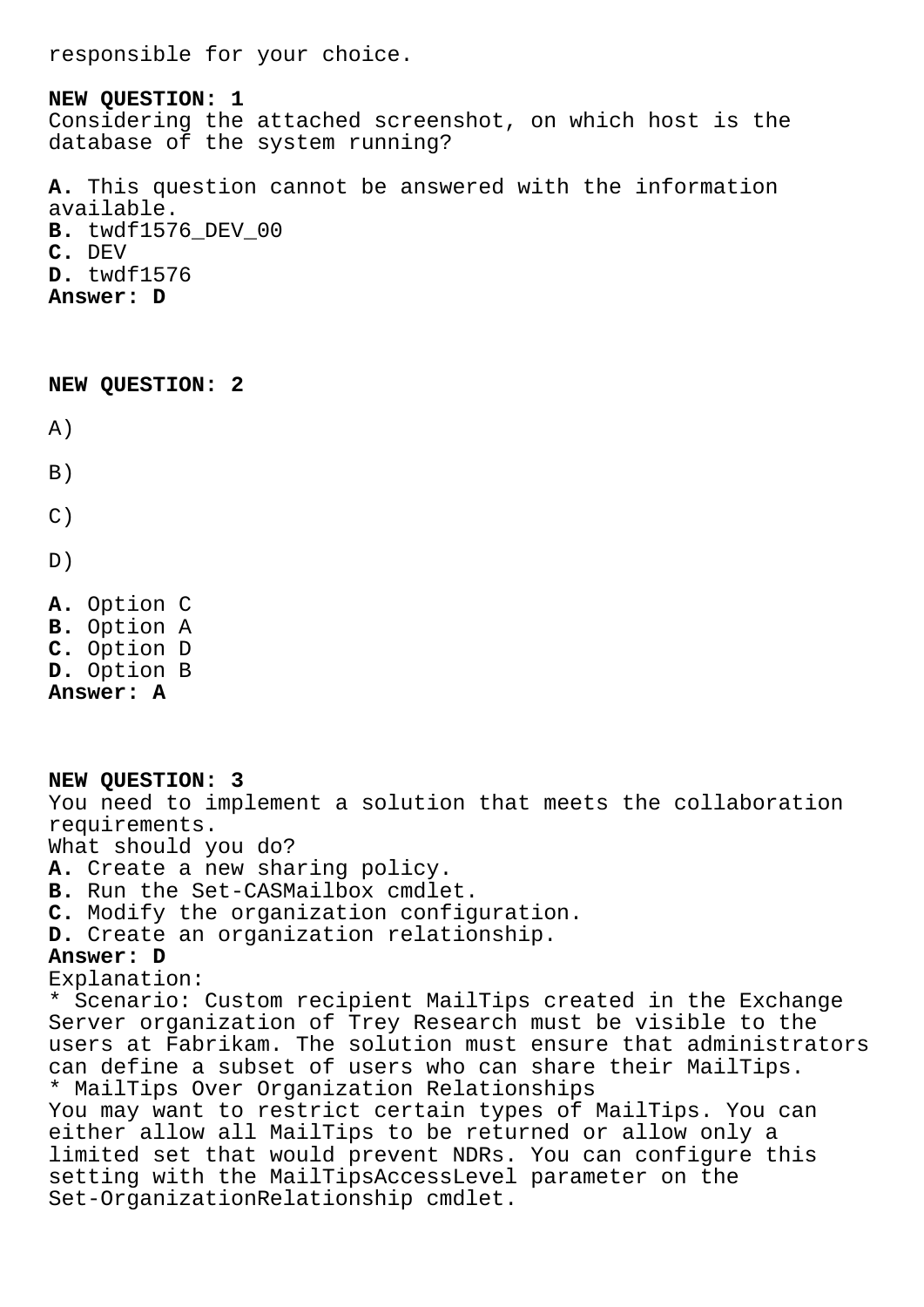responsible for your choice.

**NEW QUESTION: 1**
Considering the attached screenshot, on which host is the database of the system running?

**A.** This question cannot be answered with the information available.
**B.** twdf1576_DEV_00
**C.** DEV
**D.** twdf1576
**Answer: D**

**NEW QUESTION: 2**

A)

B)

C)

D)

**A.** Option C
**B.** Option A
**C.** Option D
**D.** Option B
**Answer: A**

**NEW QUESTION: 3**
You need to implement a solution that meets the collaboration requirements.
What should you do?
**A.** Create a new sharing policy.
**B.** Run the Set-CASMailbox cmdlet.
**C.** Modify the organization configuration.
**D.** Create an organization relationship.
**Answer: D**
Explanation:
* Scenario: Custom recipient MailTips created in the Exchange Server organization of Trey Research must be visible to the users at Fabrikam. The solution must ensure that administrators can define a subset of users who can share their MailTips.
* MailTips Over Organization Relationships
You may want to restrict certain types of MailTips. You can either allow all MailTips to be returned or allow only a limited set that would prevent NDRs. You can configure this setting with the MailTipsAccessLevel parameter on the Set-OrganizationRelationship cmdlet.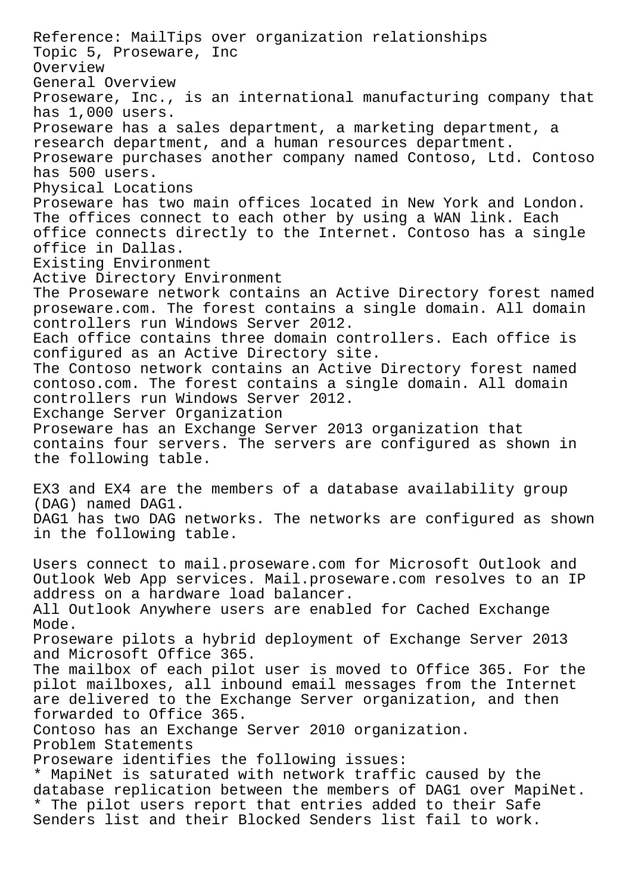Reference: MailTips over organization relationships

## Topic 5, Proseware, Inc

### Overview

#### General Overview

Proseware, Inc., is an international manufacturing company that has 1,000 users.

Proseware has a sales department, a marketing department, a research department, and a human resources department.

Proseware purchases another company named Contoso, Ltd. Contoso has 500 users.

#### Physical Locations

Proseware has two main offices located in New York and London. The offices connect to each other by using a WAN link. Each office connects directly to the Internet. Contoso has a single office in Dallas.

### Existing Environment

#### Active Directory Environment

The Proseware network contains an Active Directory forest named proseware.com. The forest contains a single domain. All domain controllers run Windows Server 2012.

Each office contains three domain controllers. Each office is configured as an Active Directory site.

The Contoso network contains an Active Directory forest named contoso.com. The forest contains a single domain. All domain controllers run Windows Server 2012.

#### Exchange Server Organization

Proseware has an Exchange Server 2013 organization that contains four servers. The servers are configured as shown in the following table.

EX3 and EX4 are the members of a database availability group (DAG) named DAG1.

DAG1 has two DAG networks. The networks are configured as shown in the following table.

Users connect to mail.proseware.com for Microsoft Outlook and Outlook Web App services. Mail.proseware.com resolves to an IP address on a hardware load balancer.

All Outlook Anywhere users are enabled for Cached Exchange Mode.

Proseware pilots a hybrid deployment of Exchange Server 2013 and Microsoft Office 365.

The mailbox of each pilot user is moved to Office 365. For the pilot mailboxes, all inbound email messages from the Internet are delivered to the Exchange Server organization, and then forwarded to Office 365.

Contoso has an Exchange Server 2010 organization.

### Problem Statements

Proseware identifies the following issues:

* MapiNet is saturated with network traffic caused by the database replication between the members of DAG1 over MapiNet.
* The pilot users report that entries added to their Safe Senders list and their Blocked Senders list fail to work.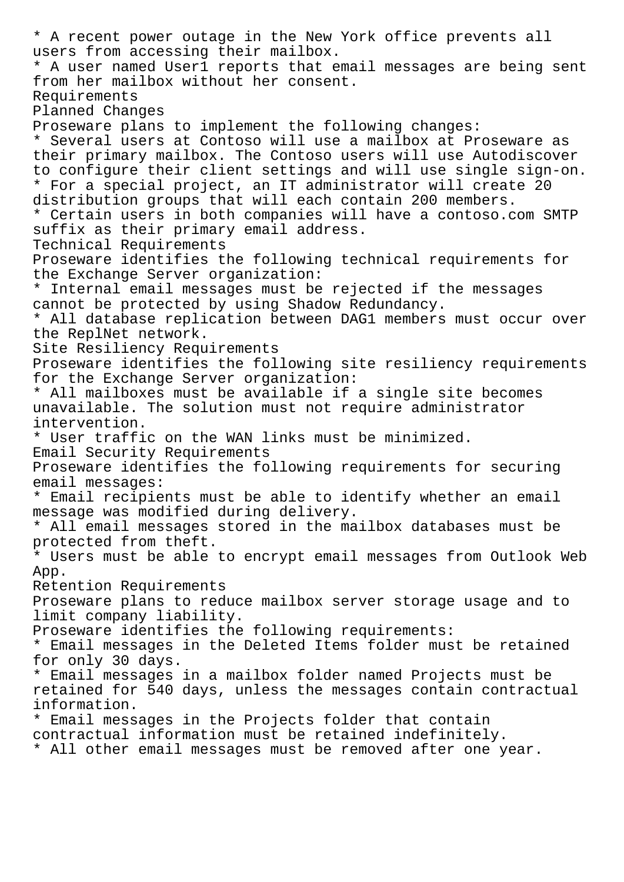* A recent power outage in the New York office prevents all users from accessing their mailbox.
* A user named User1 reports that email messages are being sent from her mailbox without her consent.

Requirements

Planned Changes

Proseware plans to implement the following changes:

* Several users at Contoso will use a mailbox at Proseware as their primary mailbox. The Contoso users will use Autodiscover to configure their client settings and will use single sign-on.
* For a special project, an IT administrator will create 20 distribution groups that will each contain 200 members.
* Certain users in both companies will have a contoso.com SMTP suffix as their primary email address.

Technical Requirements

Proseware identifies the following technical requirements for the Exchange Server organization:

* Internal email messages must be rejected if the messages cannot be protected by using Shadow Redundancy.
* All database replication between DAG1 members must occur over the ReplNet network.

Site Resiliency Requirements

Proseware identifies the following site resiliency requirements for the Exchange Server organization:

* All mailboxes must be available if a single site becomes unavailable. The solution must not require administrator intervention.
* User traffic on the WAN links must be minimized.

Email Security Requirements

Proseware identifies the following requirements for securing email messages:

* Email recipients must be able to identify whether an email message was modified during delivery.
* All email messages stored in the mailbox databases must be protected from theft.
* Users must be able to encrypt email messages from Outlook Web App.

Retention Requirements

Proseware plans to reduce mailbox server storage usage and to limit company liability.

Proseware identifies the following requirements:

* Email messages in the Deleted Items folder must be retained for only 30 days.
* Email messages in a mailbox folder named Projects must be retained for 540 days, unless the messages contain contractual information.
* Email messages in the Projects folder that contain contractual information must be retained indefinitely.
* All other email messages must be removed after one year.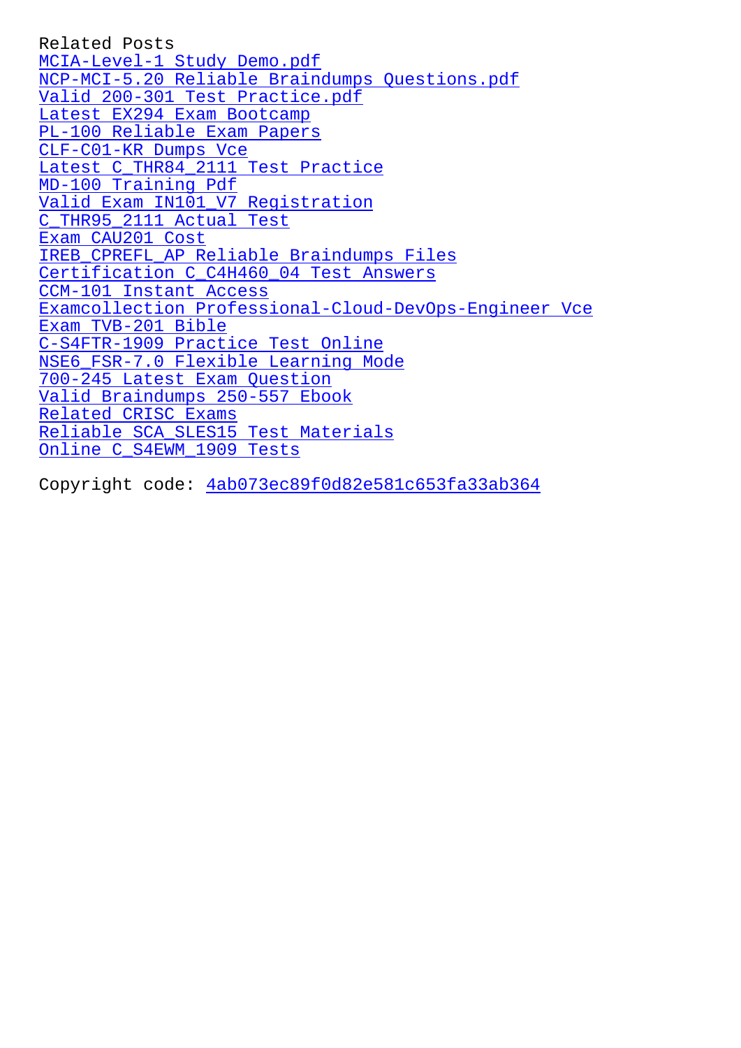Related Posts

- MCIA-Level-1 Study Demo.pdf
- NCP-MCI-5.20 Reliable Braindumps Questions.pdf
- Valid 200-301 Test Practice.pdf
- Latest EX294 Exam Bootcamp
- PL-100 Reliable Exam Papers
- CLF-C01-KR Dumps Vce
- Latest C_THR84_2111 Test Practice
- MD-100 Training Pdf
- Valid Exam IN101_V7 Registration
- C_THR95_2111 Actual Test
- Exam CAU201 Cost
- IREB_CPREFL_AP Reliable Braindumps Files
- Certification C_C4H460_04 Test Answers
- CCM-101 Instant Access
- Examcollection Professional-Cloud-DevOps-Engineer Vce
- Exam TVB-201 Bible
- C-S4FTR-1909 Practice Test Online
- NSE6_FSR-7.0 Flexible Learning Mode
- 700-245 Latest Exam Question
- Valid Braindumps 250-557 Ebook
- Related CRISC Exams
- Reliable SCA_SLES15 Test Materials
- Online C_S4EWM_1909 Tests

Copyright code: 4ab073ec89f0d82e581c653fa33ab364